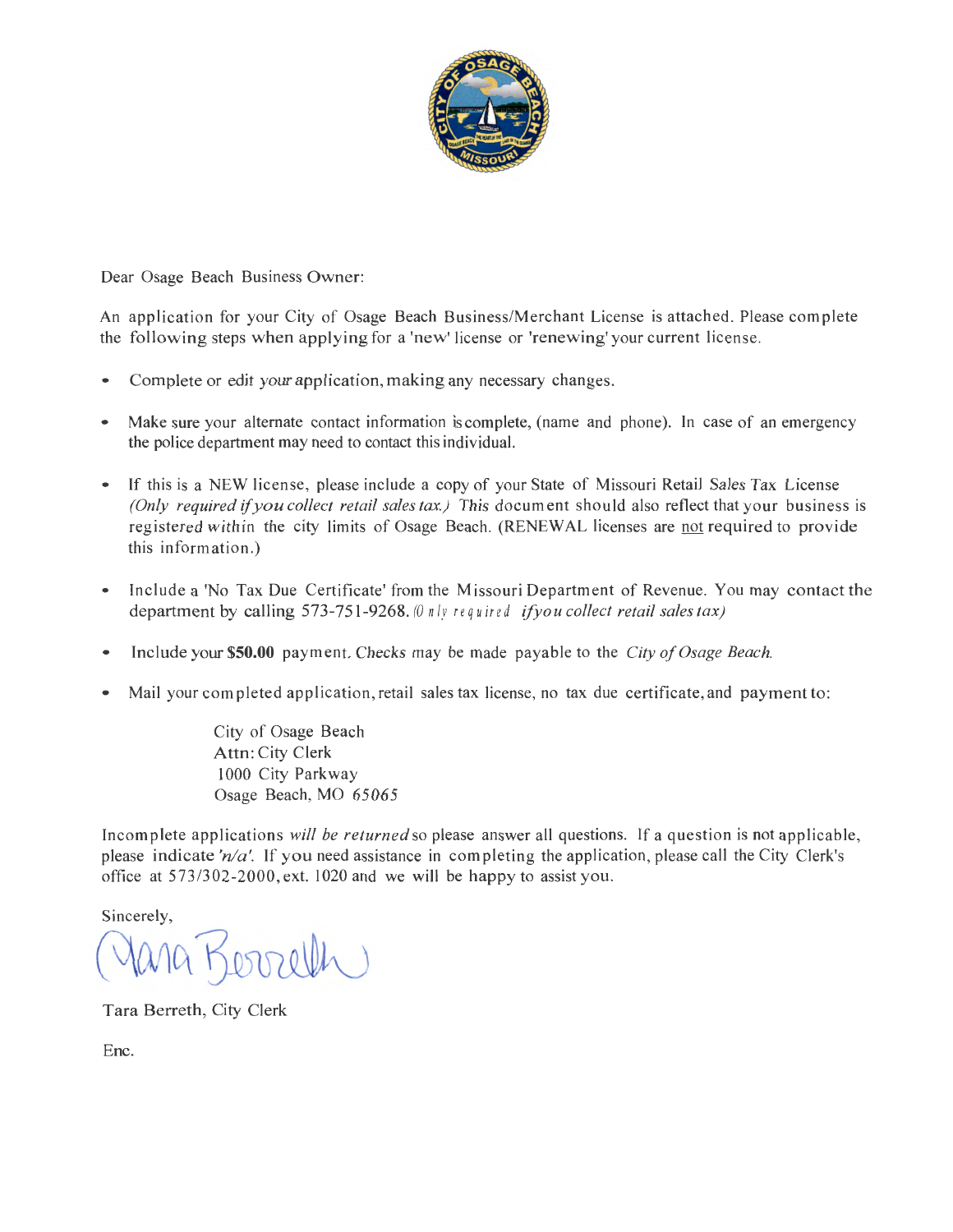Dear Osage Beach Business Owner:

An application for your City of Osage Beach Business/Merchant License is attached. Please complete the following steps when applying for a 'new' license or 'renewing' your current license.

- Complete or edit your application, making any necessary changes.
- Make sure your alternate contact information is complete, (name and phone). In case of an emergency the police department may need to contact this individual.
- If this is a NEW license, please include a copy of your State of Missouri Retail Sales Tax License *(Only required if you collect retail sales tax.)* This document should also reflect that your business is registered within the city limits of Osage Beach. (RENEWAL licenses are not required to provide this information.)
- Include a 'No Tax Due Certificate' from the Missouri Department of Revenue. You may contact the department by calling 573-751-9268. *(Only required if you collect retail sales tax)*
- Include your **$50.00** payment. Checks may be made payable to the *City of Osage Beach.*
- Mail your completed application, retail sales tax license, no tax due certificate, and payment to:

  City of Osage Beach
  Attn: City Clerk
  1000 City Parkway
  Osage Beach, MO 65065

Incomplete applications *will be returned* so please answer all questions. If a question is not applicable, please indicate *'n/a'*. If you need assistance in completing the application, please call the City Clerk's office at 573/302-2000, ext. 1020 and we will be happy to assist you.

Sincerely,

Tara Berreth, City Clerk

Enc.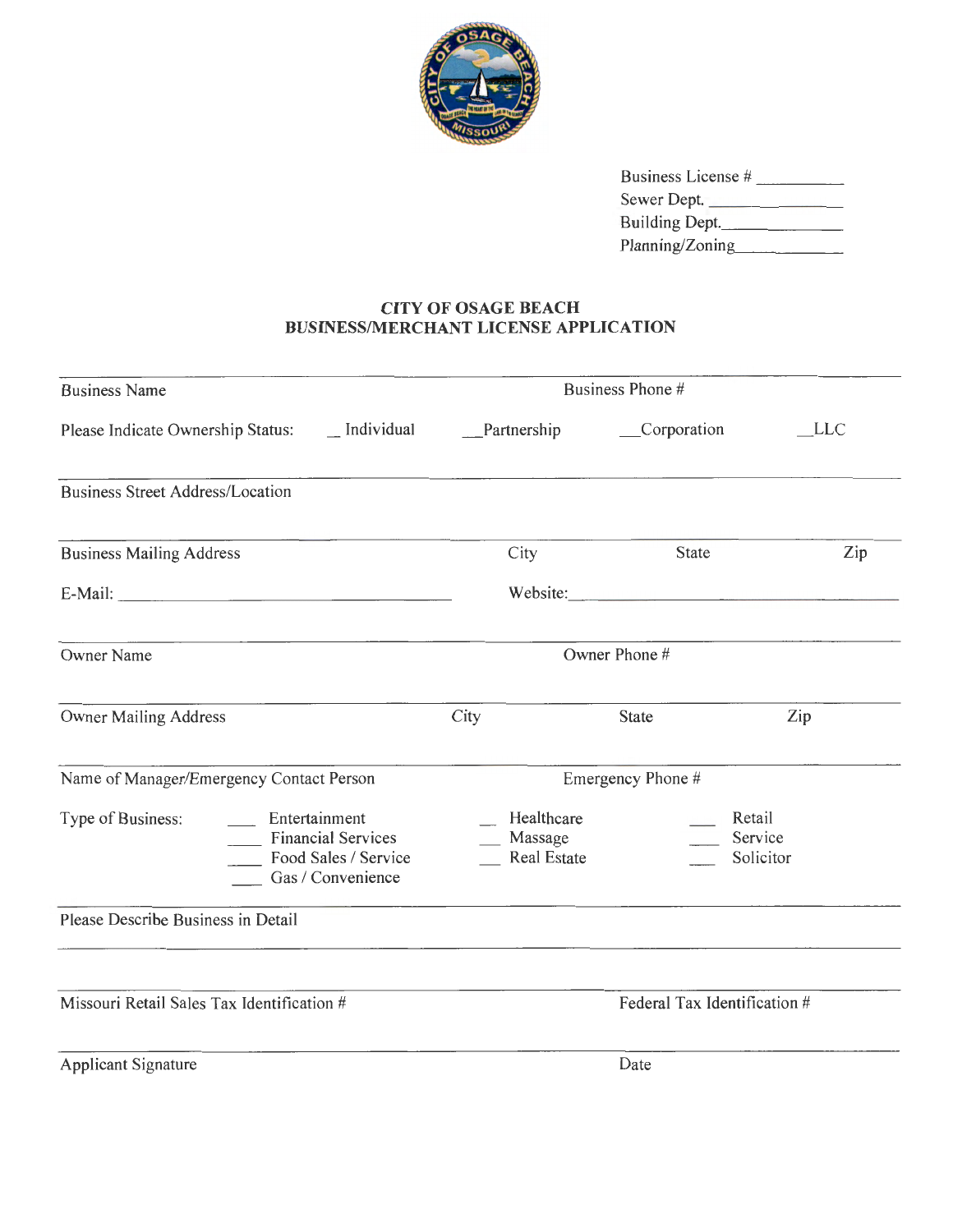Business License # __________
Sewer Dept. ______________
Building Dept.____________
Planning/Zoning___________

# CITY OF OSAGE BEACH
## BUSINESS/MERCHANT LICENSE APPLICATION

Business Name | Business Phone #

Please Indicate Ownership Status: _ Individual __Partnership __Corporation __LLC

Business Street Address/Location

Business Mailing Address | City | State | Zip

E-Mail: ______________________________ Website:______________________________

Owner Name | Owner Phone #

Owner Mailing Address | City | State | Zip

Name of Manager/Emergency Contact Person | Emergency Phone #

Type of Business:

- ____ Entertainment
- ____ Financial Services
- ____ Food Sales / Service
- ____ Gas / Convenience
- _ Healthcare
- __ Massage
- __ Real Estate
- ___ Retail
- ____ Service
- ____ Solicitor

Please Describe Business in Detail

Missouri Retail Sales Tax Identification # | Federal Tax Identification #

Applicant Signature | Date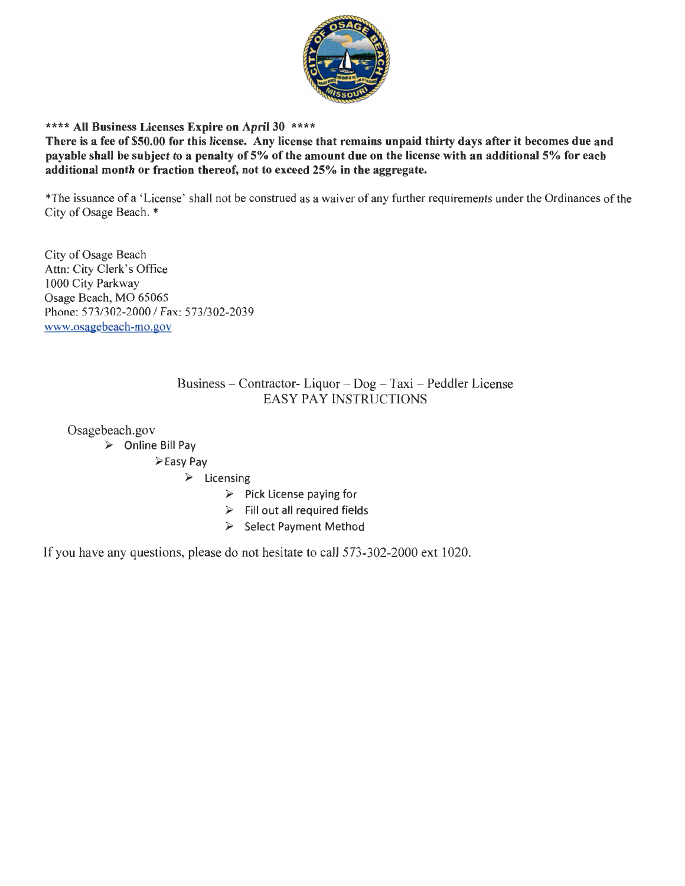**\*\*\*\* All Business Licenses Expire on April 30 \*\*\*\***

**There is a fee of $50.00 for this license. Any license that remains unpaid thirty days after it becomes due and payable shall be subject to a penalty of 5% of the amount due on the license with an additional 5% for each additional month or fraction thereof, not to exceed 25% in the aggregate.**

*The issuance of a 'License' shall not be construed as a waiver of any further requirements under the Ordinances of the City of Osage Beach. *

City of Osage Beach
Attn: City Clerk's Office
1000 City Parkway
Osage Beach, MO 65065
Phone: 573/302-2000 / Fax: 573/302-2039
www.osagebeach-mo.gov

Business – Contractor- Liquor – Dog – Taxi – Peddler License
EASY PAY INSTRUCTIONS

Osagebeach.gov

- Online Bill Pay
  - Easy Pay
    - Licensing
      - Pick License paying for
      - Fill out all required fields
      - Select Payment Method

If you have any questions, please do not hesitate to call 573-302-2000 ext 1020.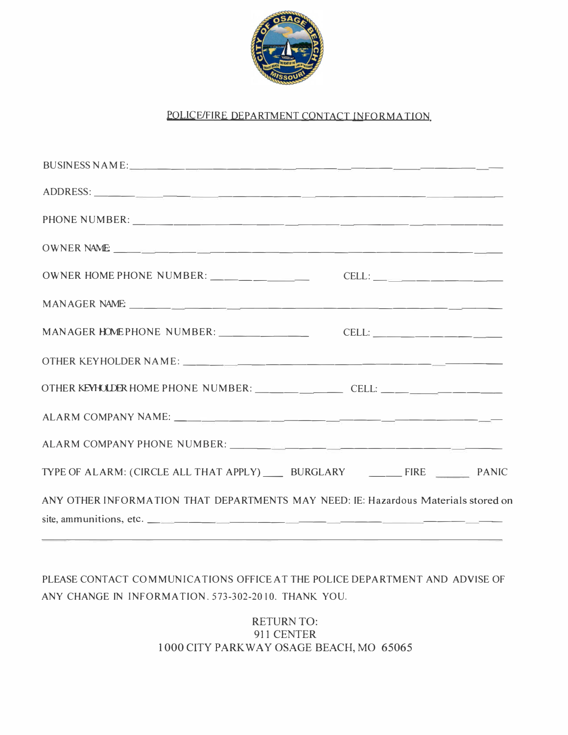## POLICE/FIRE DEPARTMENT CONTACT INFORMATION

BUSINESS NAME: ____________________________________________

ADDRESS: ____________________________________________

PHONE NUMBER: ____________________________________________

OWNER NAME: ____________________________________________

OWNER HOME PHONE NUMBER: ________________ CELL: ________________

MANAGER NAME: ____________________________________________

MANAGER HOME PHONE NUMBER: ________________ CELL: ________________

OTHER KEYHOLDER NAME: ____________________________________________

OTHER KEYHOLDER HOME PHONE NUMBER: ________________ CELL: ________________

ALARM COMPANY NAME: ____________________________________________

ALARM COMPANY PHONE NUMBER: ____________________________________________

TYPE OF ALARM: (CIRCLE ALL THAT APPLY) ____ BURGLARY ______ FIRE ______ PANIC

ANY OTHER INFORMATION THAT DEPARTMENTS MAY NEED: IE: Hazardous Materials stored on site, ammunitions, etc. ____________________________________________

____________________________________________

PLEASE CONTACT COMMUNICATIONS OFFICE AT THE POLICE DEPARTMENT AND ADVISE OF ANY CHANGE IN INFORMATION. 573-302-2010. THANK YOU.

RETURN TO:
911 CENTER
1000 CITY PARKWAY OSAGE BEACH, MO 65065